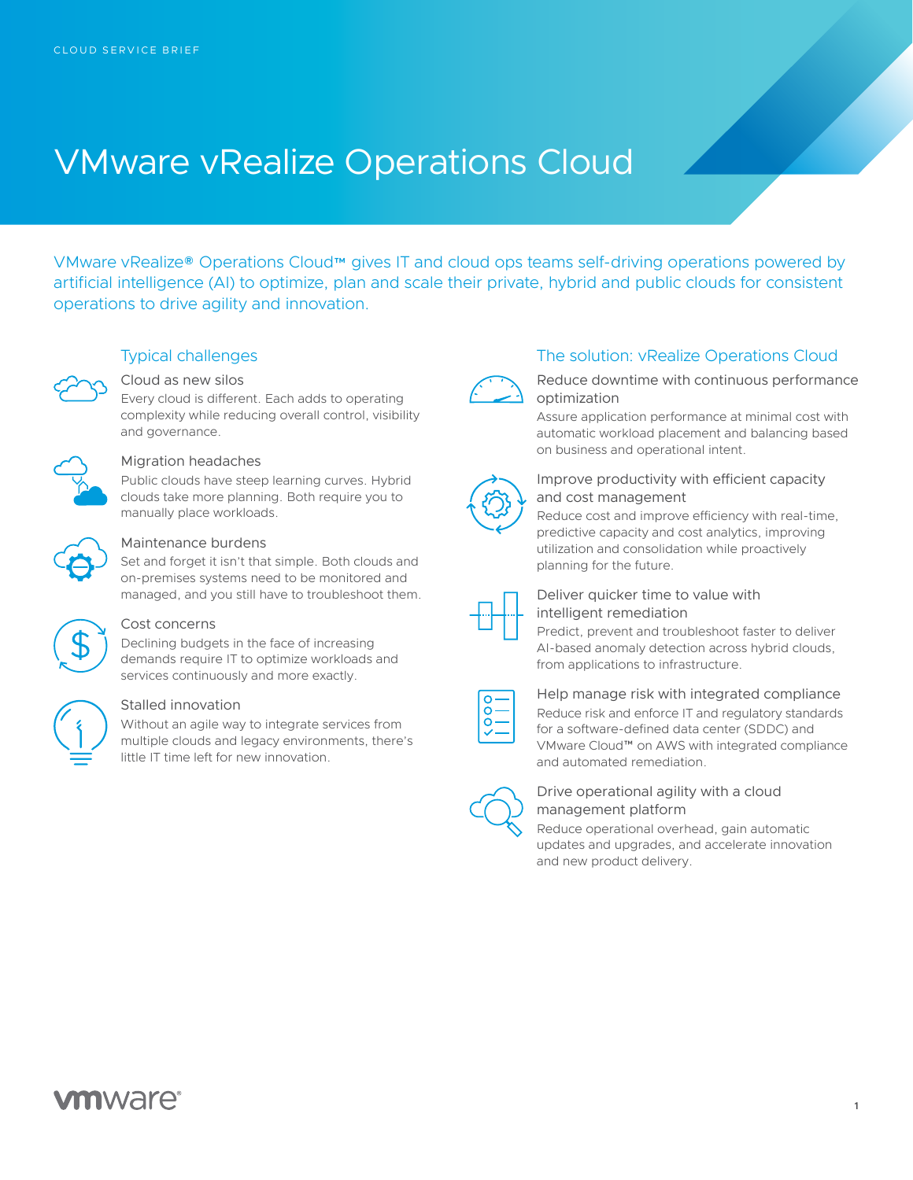CLOUD SERVICE BRIEF

# VMware vRealize Operations Cloud

VMware vRealize® Operations Cloud™ gives IT and cloud ops teams self-driving operations powered by artificial intelligence (AI) to optimize, plan and scale their private, hybrid and public clouds for consistent operations to drive agility and innovation.

## Typical challenges

### Cloud as new silos

Every cloud is different. Each adds to operating complexity while reducing overall control, visibility and governance.

### Migration headaches

Public clouds have steep learning curves. Hybrid clouds take more planning. Both require you to manually place workloads.

### Maintenance burdens

Set and forget it isn't that simple. Both clouds and on-premises systems need to be monitored and managed, and you still have to troubleshoot them.

### Cost concerns

Declining budgets in the face of increasing demands require IT to optimize workloads and services continuously and more exactly.

### Stalled innovation

Without an agile way to integrate services from multiple clouds and legacy environments, there's little IT time left for new innovation.

## The solution: vRealize Operations Cloud

### Reduce downtime with continuous performance optimization

Assure application performance at minimal cost with automatic workload placement and balancing based on business and operational intent.

### Improve productivity with efficient capacity and cost management

Reduce cost and improve efficiency with real-time, predictive capacity and cost analytics, improving utilization and consolidation while proactively planning for the future.

### Deliver quicker time to value with intelligent remediation

Predict, prevent and troubleshoot faster to deliver AI-based anomaly detection across hybrid clouds, from applications to infrastructure.

### Help manage risk with integrated compliance

Reduce risk and enforce IT and regulatory standards for a software-defined data center (SDDC) and VMware Cloud™ on AWS with integrated compliance and automated remediation.

### Drive operational agility with a cloud management platform

Reduce operational overhead, gain automatic updates and upgrades, and accelerate innovation and new product delivery.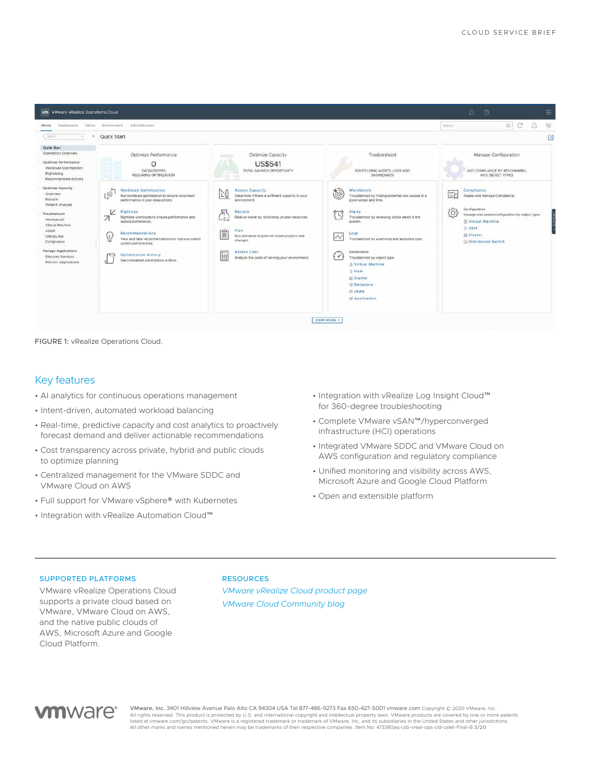FIGURE 1: vRealize Operations Cloud.

## Key features

- AI analytics for continuous operations management
- Intent-driven, automated workload balancing
- Real-time, predictive capacity and cost analytics to proactively forecast demand and deliver actionable recommendations
- Cost transparency across private, hybrid and public clouds to optimize planning
- Centralized management for the VMware SDDC and VMware Cloud on AWS
- Full support for VMware vSphere® with Kubernetes
- Integration with vRealize Automation Cloud™
- Integration with vRealize Log Insight Cloud™ for 360-degree troubleshooting
- Complete VMware vSAN™/hyperconverged infrastructure (HCI) operations
- Integrated VMware SDDC and VMware Cloud on AWS configuration and regulatory compliance
- Unified monitoring and visibility across AWS, Microsoft Azure and Google Cloud Platform
- Open and extensible platform

### SUPPORTED PLATFORMS

VMware vRealize Operations Cloud supports a private cloud based on VMware, VMware Cloud on AWS, and the native public clouds of AWS, Microsoft Azure and Google Cloud Platform.

### RESOURCES

*VMware vRealize Cloud product page*

*VMware Cloud Community blog*

**VMware, Inc.** 3401 Hillview Avenue Palo Alto CA 94304 USA Tel 877-486-9273 Fax 650-427-5001 vmware.com Copyright © 2020 VMware, Inc. All rights reserved. This product is protected by U.S. and international copyright and intellectual property laws. VMware products are covered by one or more patents listed at vmware.com/go/patents. VMware is a registered trademark or trademark of VMware, Inc. and its subsidiaries in the United States and other jurisdictions. All other marks and names mentioned herein may be trademarks of their respective companies. Item No: 473380aq-csb-vreal-ops-cld-uslet-Final-B 3/20